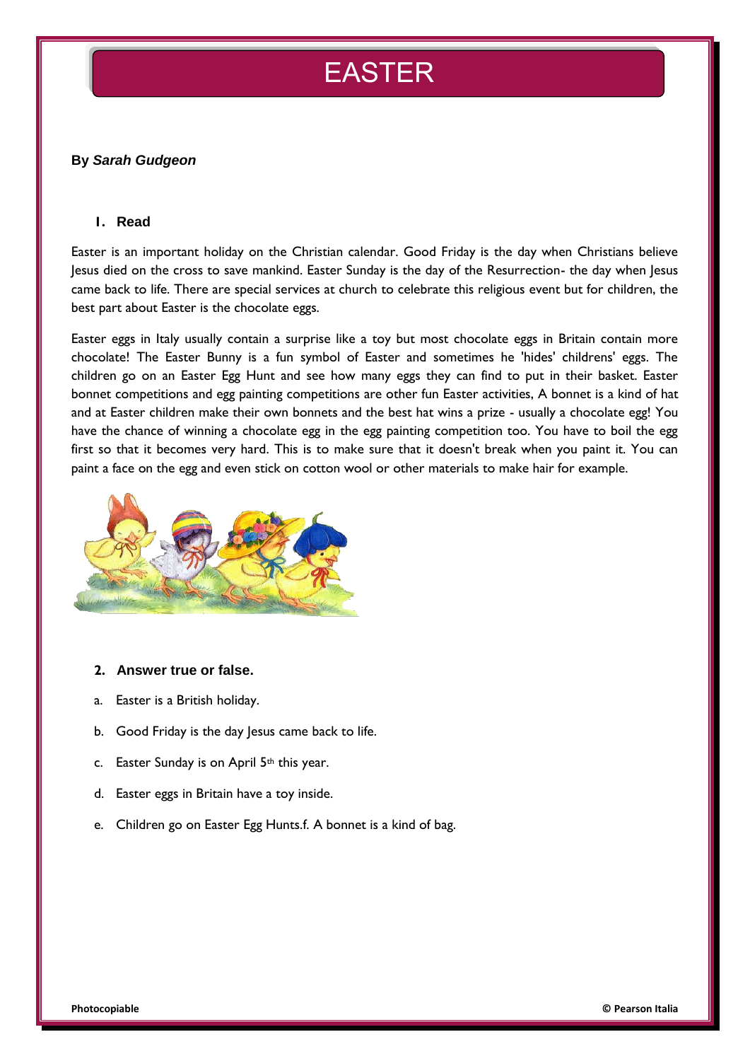# EASTER

**By *Sarah Gudgeon***

## 1. Read

Easter is an important holiday on the Christian calendar. Good Friday is the day when Christians believe Jesus died on the cross to save mankind. Easter Sunday is the day of the Resurrection- the day when Jesus came back to life. There are special services at church to celebrate this religious event but for children, the best part about Easter is the chocolate eggs.

Easter eggs in Italy usually contain a surprise like a toy but most chocolate eggs in Britain contain more chocolate! The Easter Bunny is a fun symbol of Easter and sometimes he 'hides' childrens' eggs. The children go on an Easter Egg Hunt and see how many eggs they can find to put in their basket. Easter bonnet competitions and egg painting competitions are other fun Easter activities, A bonnet is a kind of hat and at Easter children make their own bonnets and the best hat wins a prize - usually a chocolate egg! You have the chance of winning a chocolate egg in the egg painting competition too. You have to boil the egg first so that it becomes very hard. This is to make sure that it doesn't break when you paint it. You can paint a face on the egg and even stick on cotton wool or other materials to make hair for example.

## 2. Answer true or false.

a. Easter is a British holiday.

b. Good Friday is the day Jesus came back to life.

c. Easter Sunday is on April 5th this year.

d. Easter eggs in Britain have a toy inside.

e. Children go on Easter Egg Hunts.f. A bonnet is a kind of bag.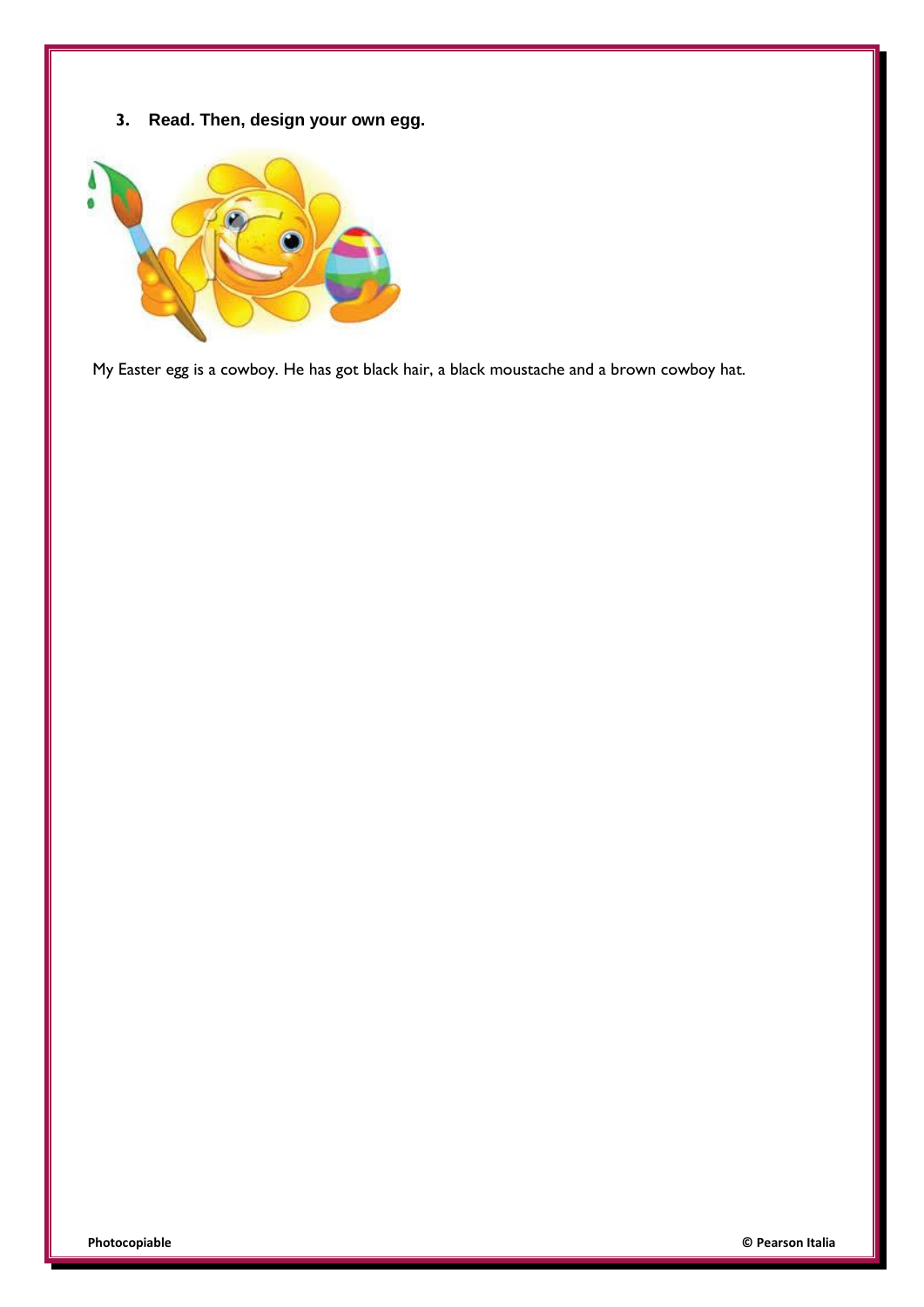3. **Read. Then, design your own egg.**

My Easter egg is a cowboy. He has got black hair, a black moustache and a brown cowboy hat.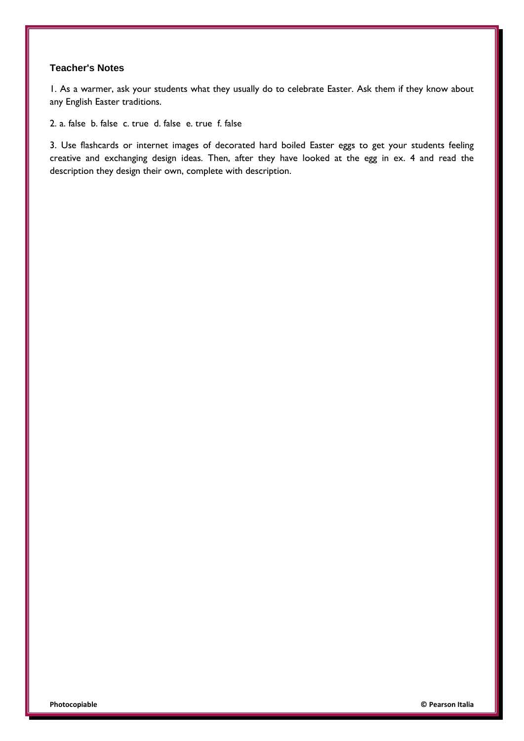### Teacher's Notes

1. As a warmer, ask your students what they usually do to celebrate Easter. Ask them if they know about any English Easter traditions.

2. a. false b. false c. true d. false e. true f. false

3. Use flashcards or internet images of decorated hard boiled Easter eggs to get your students feeling creative and exchanging design ideas. Then, after they have looked at the egg in ex. 4 and read the description they design their own, complete with description.

**Photocopiable** **© Pearson Italia**